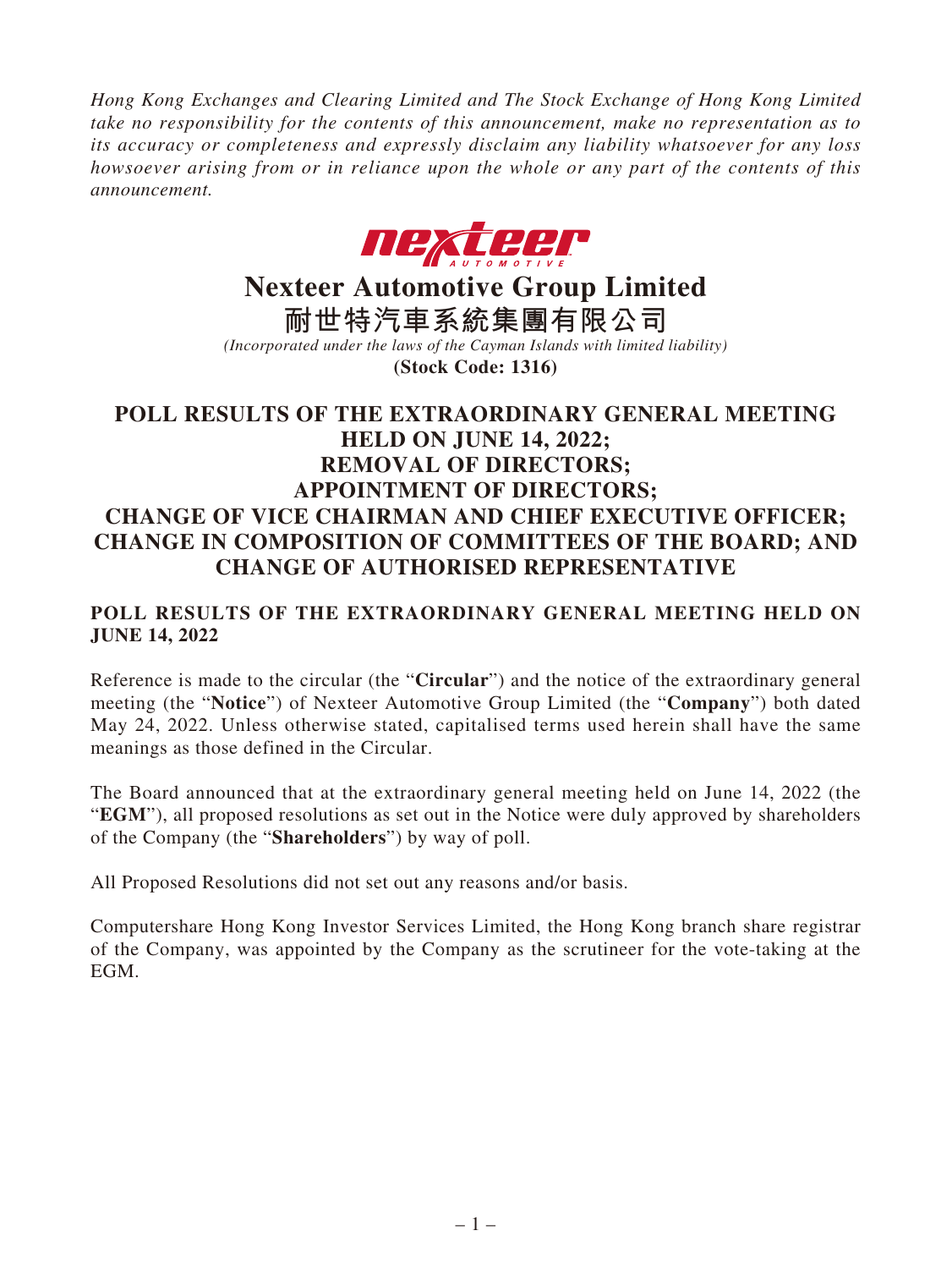*Hong Kong Exchanges and Clearing Limited and The Stock Exchange of Hong Kong Limited take no responsibility for the contents of this announcement, make no representation as to its accuracy or completeness and expressly disclaim any liability whatsoever for any loss howsoever arising from or in reliance upon the whole or any part of the contents of this announcement.*

# Nexteer Automotive Group Limited
# 耐世特汽車系統集團有限公司

*(Incorporated under the laws of the Cayman Islands with limited liability)*

**(Stock Code: 1316)**

## POLL RESULTS OF THE EXTRAORDINARY GENERAL MEETING HELD ON JUNE 14, 2022; REMOVAL OF DIRECTORS; APPOINTMENT OF DIRECTORS; CHANGE OF VICE CHAIRMAN AND CHIEF EXECUTIVE OFFICER; CHANGE IN COMPOSITION OF COMMITTEES OF THE BOARD; AND CHANGE OF AUTHORISED REPRESENTATIVE

### POLL RESULTS OF THE EXTRAORDINARY GENERAL MEETING HELD ON JUNE 14, 2022

Reference is made to the circular (the "**Circular**") and the notice of the extraordinary general meeting (the "**Notice**") of Nexteer Automotive Group Limited (the "**Company**") both dated May 24, 2022. Unless otherwise stated, capitalised terms used herein shall have the same meanings as those defined in the Circular.

The Board announced that at the extraordinary general meeting held on June 14, 2022 (the "**EGM**"), all proposed resolutions as set out in the Notice were duly approved by shareholders of the Company (the "**Shareholders**") by way of poll.

All Proposed Resolutions did not set out any reasons and/or basis.

Computershare Hong Kong Investor Services Limited, the Hong Kong branch share registrar of the Company, was appointed by the Company as the scrutineer for the vote-taking at the EGM.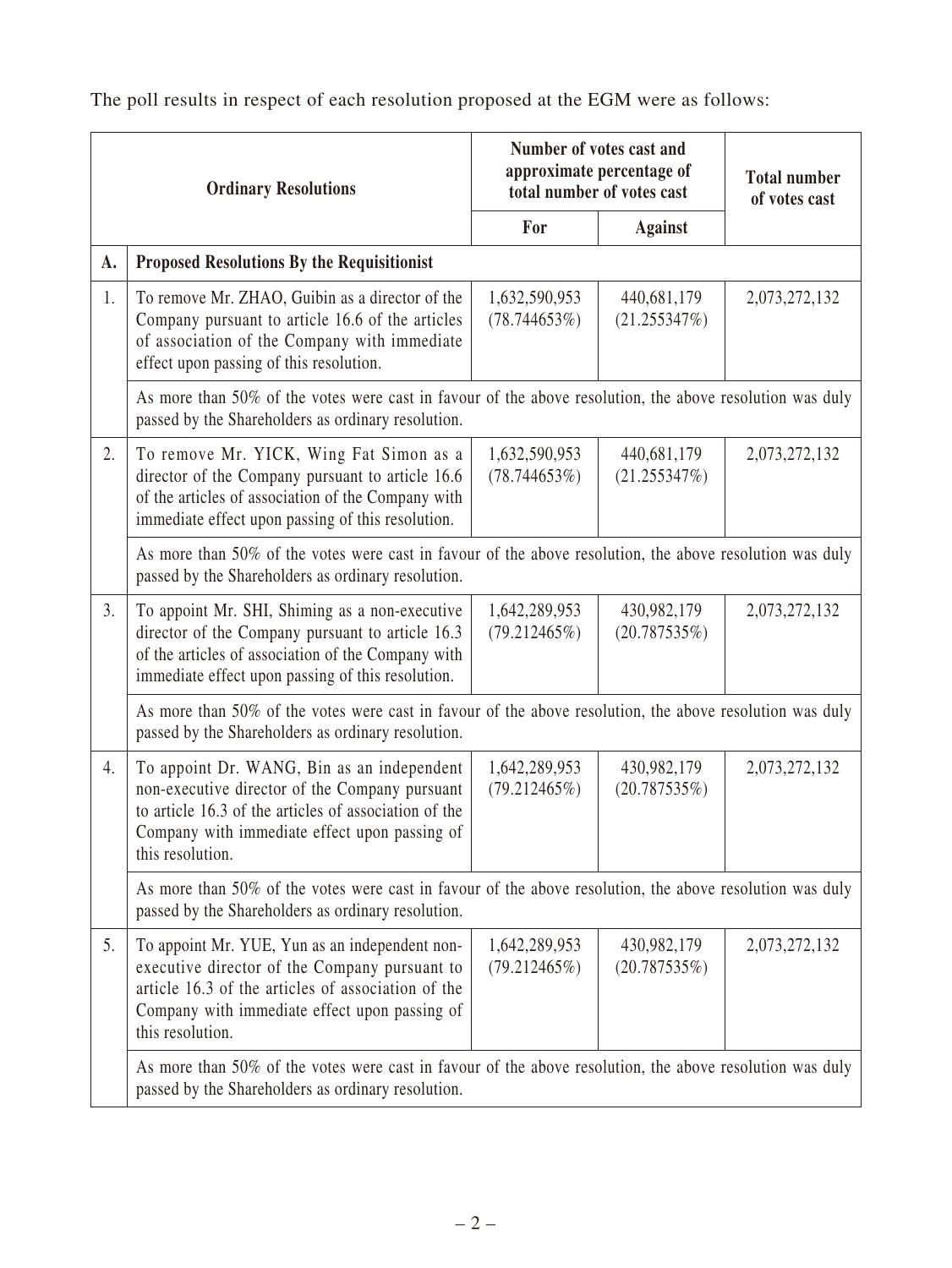The poll results in respect of each resolution proposed at the EGM were as follows:

| | Ordinary Resolutions | Number of votes cast and approximate percentage of total number of votes cast | | Total number of votes cast |
|---|---|---|---|---|
| | | For | Against | |
| **A.** | **Proposed Resolutions By the Requisitionist** | | | |
| 1. | To remove Mr. ZHAO, Guibin as a director of the Company pursuant to article 16.6 of the articles of association of the Company with immediate effect upon passing of this resolution. | 1,632,590,953 (78.744653%) | 440,681,179 (21.255347%) | 2,073,272,132 |
| | As more than 50% of the votes were cast in favour of the above resolution, the above resolution was duly passed by the Shareholders as ordinary resolution. | | | |
| 2. | To remove Mr. YICK, Wing Fat Simon as a director of the Company pursuant to article 16.6 of the articles of association of the Company with immediate effect upon passing of this resolution. | 1,632,590,953 (78.744653%) | 440,681,179 (21.255347%) | 2,073,272,132 |
| | As more than 50% of the votes were cast in favour of the above resolution, the above resolution was duly passed by the Shareholders as ordinary resolution. | | | |
| 3. | To appoint Mr. SHI, Shiming as a non-executive director of the Company pursuant to article 16.3 of the articles of association of the Company with immediate effect upon passing of this resolution. | 1,642,289,953 (79.212465%) | 430,982,179 (20.787535%) | 2,073,272,132 |
| | As more than 50% of the votes were cast in favour of the above resolution, the above resolution was duly passed by the Shareholders as ordinary resolution. | | | |
| 4. | To appoint Dr. WANG, Bin as an independent non-executive director of the Company pursuant to article 16.3 of the articles of association of the Company with immediate effect upon passing of this resolution. | 1,642,289,953 (79.212465%) | 430,982,179 (20.787535%) | 2,073,272,132 |
| | As more than 50% of the votes were cast in favour of the above resolution, the above resolution was duly passed by the Shareholders as ordinary resolution. | | | |
| 5. | To appoint Mr. YUE, Yun as an independent non-executive director of the Company pursuant to article 16.3 of the articles of association of the Company with immediate effect upon passing of this resolution. | 1,642,289,953 (79.212465%) | 430,982,179 (20.787535%) | 2,073,272,132 |
| | As more than 50% of the votes were cast in favour of the above resolution, the above resolution was duly passed by the Shareholders as ordinary resolution. | | | |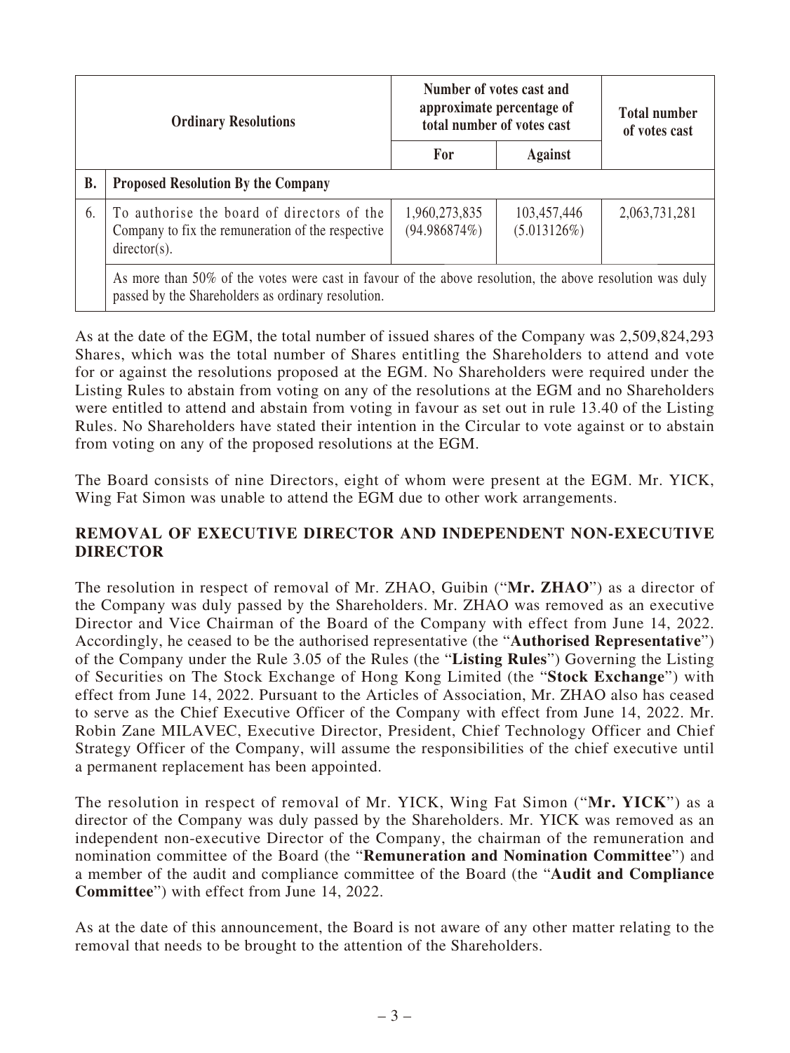| | Ordinary Resolutions | Number of votes cast and approximate percentage of total number of votes cast | | Total number of votes cast |
|---|---|---|---|---|
| | | For | Against | |
| **B.** | **Proposed Resolution By the Company** | | | |
| 6. | To authorise the board of directors of the Company to fix the remuneration of the respective director(s). | 1,960,273,835 (94.986874%) | 103,457,446 (5.013126%) | 2,063,731,281 |
| | As more than 50% of the votes were cast in favour of the above resolution, the above resolution was duly passed by the Shareholders as ordinary resolution. | | | |

As at the date of the EGM, the total number of issued shares of the Company was 2,509,824,293 Shares, which was the total number of Shares entitling the Shareholders to attend and vote for or against the resolutions proposed at the EGM. No Shareholders were required under the Listing Rules to abstain from voting on any of the resolutions at the EGM and no Shareholders were entitled to attend and abstain from voting in favour as set out in rule 13.40 of the Listing Rules. No Shareholders have stated their intention in the Circular to vote against or to abstain from voting on any of the proposed resolutions at the EGM.

The Board consists of nine Directors, eight of whom were present at the EGM. Mr. YICK, Wing Fat Simon was unable to attend the EGM due to other work arrangements.

## REMOVAL OF EXECUTIVE DIRECTOR AND INDEPENDENT NON-EXECUTIVE DIRECTOR

The resolution in respect of removal of Mr. ZHAO, Guibin ("**Mr. ZHAO**") as a director of the Company was duly passed by the Shareholders. Mr. ZHAO was removed as an executive Director and Vice Chairman of the Board of the Company with effect from June 14, 2022. Accordingly, he ceased to be the authorised representative (the "**Authorised Representative**") of the Company under the Rule 3.05 of the Rules (the "**Listing Rules**") Governing the Listing of Securities on The Stock Exchange of Hong Kong Limited (the "**Stock Exchange**") with effect from June 14, 2022. Pursuant to the Articles of Association, Mr. ZHAO also has ceased to serve as the Chief Executive Officer of the Company with effect from June 14, 2022. Mr. Robin Zane MILAVEC, Executive Director, President, Chief Technology Officer and Chief Strategy Officer of the Company, will assume the responsibilities of the chief executive until a permanent replacement has been appointed.

The resolution in respect of removal of Mr. YICK, Wing Fat Simon ("**Mr. YICK**") as a director of the Company was duly passed by the Shareholders. Mr. YICK was removed as an independent non-executive Director of the Company, the chairman of the remuneration and nomination committee of the Board (the "**Remuneration and Nomination Committee**") and a member of the audit and compliance committee of the Board (the "**Audit and Compliance Committee**") with effect from June 14, 2022.

As at the date of this announcement, the Board is not aware of any other matter relating to the removal that needs to be brought to the attention of the Shareholders.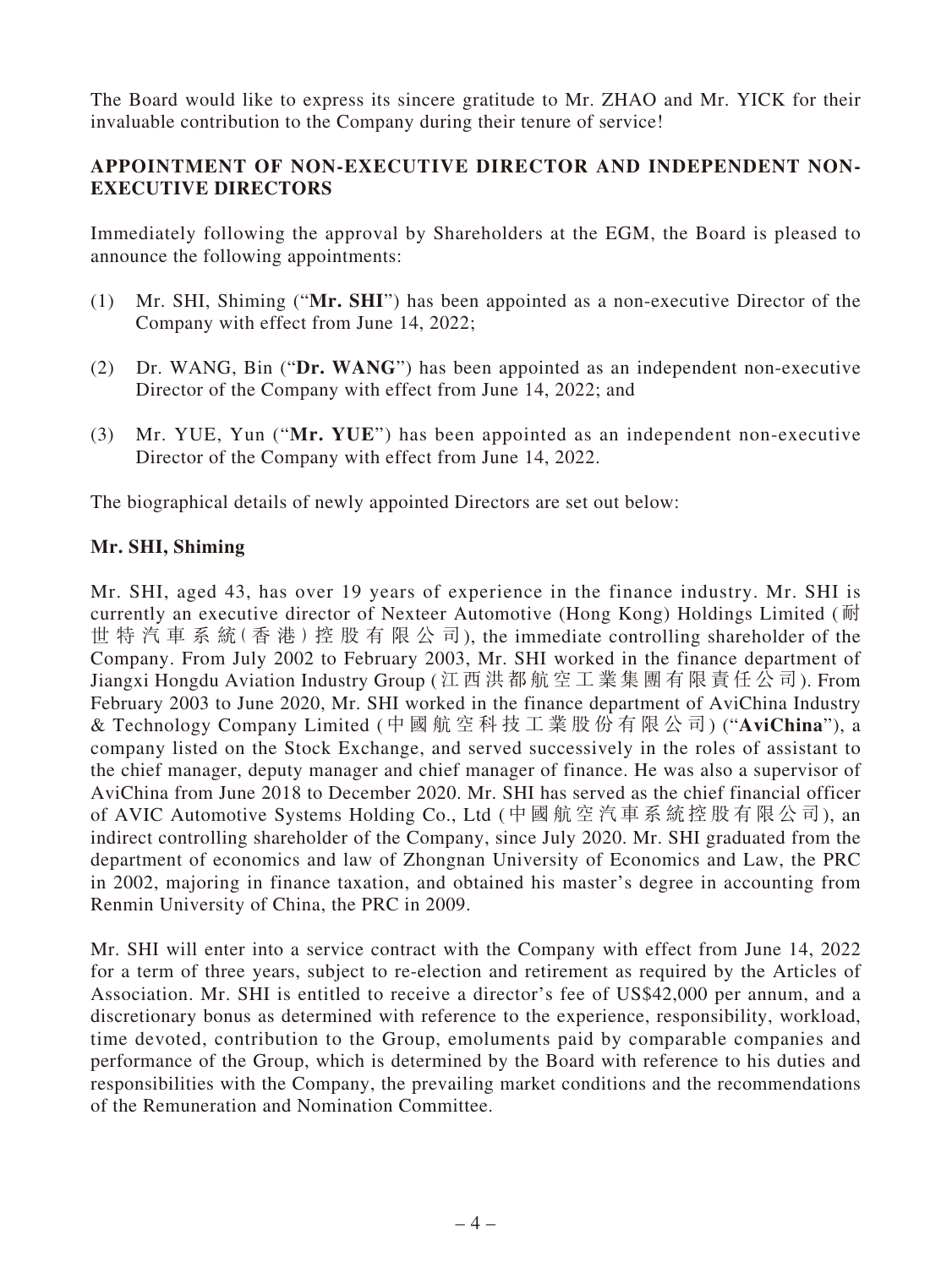The Board would like to express its sincere gratitude to Mr. ZHAO and Mr. YICK for their invaluable contribution to the Company during their tenure of service!

## APPOINTMENT OF NON-EXECUTIVE DIRECTOR AND INDEPENDENT NON-EXECUTIVE DIRECTORS

Immediately following the approval by Shareholders at the EGM, the Board is pleased to announce the following appointments:

(1) Mr. SHI, Shiming ("**Mr. SHI**") has been appointed as a non-executive Director of the Company with effect from June 14, 2022;

(2) Dr. WANG, Bin ("**Dr. WANG**") has been appointed as an independent non-executive Director of the Company with effect from June 14, 2022; and

(3) Mr. YUE, Yun ("**Mr. YUE**") has been appointed as an independent non-executive Director of the Company with effect from June 14, 2022.

The biographical details of newly appointed Directors are set out below:

### Mr. SHI, Shiming

Mr. SHI, aged 43, has over 19 years of experience in the finance industry. Mr. SHI is currently an executive director of Nexteer Automotive (Hong Kong) Holdings Limited (耐世特汽車系統(香港)控股有限公司), the immediate controlling shareholder of the Company. From July 2002 to February 2003, Mr. SHI worked in the finance department of Jiangxi Hongdu Aviation Industry Group (江西洪都航空工業集團有限責任公司). From February 2003 to June 2020, Mr. SHI worked in the finance department of AviChina Industry & Technology Company Limited (中國航空科技工業股份有限公司) ("**AviChina**"), a company listed on the Stock Exchange, and served successively in the roles of assistant to the chief manager, deputy manager and chief manager of finance. He was also a supervisor of AviChina from June 2018 to December 2020. Mr. SHI has served as the chief financial officer of AVIC Automotive Systems Holding Co., Ltd (中國航空汽車系統控股有限公司), an indirect controlling shareholder of the Company, since July 2020. Mr. SHI graduated from the department of economics and law of Zhongnan University of Economics and Law, the PRC in 2002, majoring in finance taxation, and obtained his master's degree in accounting from Renmin University of China, the PRC in 2009.

Mr. SHI will enter into a service contract with the Company with effect from June 14, 2022 for a term of three years, subject to re-election and retirement as required by the Articles of Association. Mr. SHI is entitled to receive a director's fee of US$42,000 per annum, and a discretionary bonus as determined with reference to the experience, responsibility, workload, time devoted, contribution to the Group, emoluments paid by comparable companies and performance of the Group, which is determined by the Board with reference to his duties and responsibilities with the Company, the prevailing market conditions and the recommendations of the Remuneration and Nomination Committee.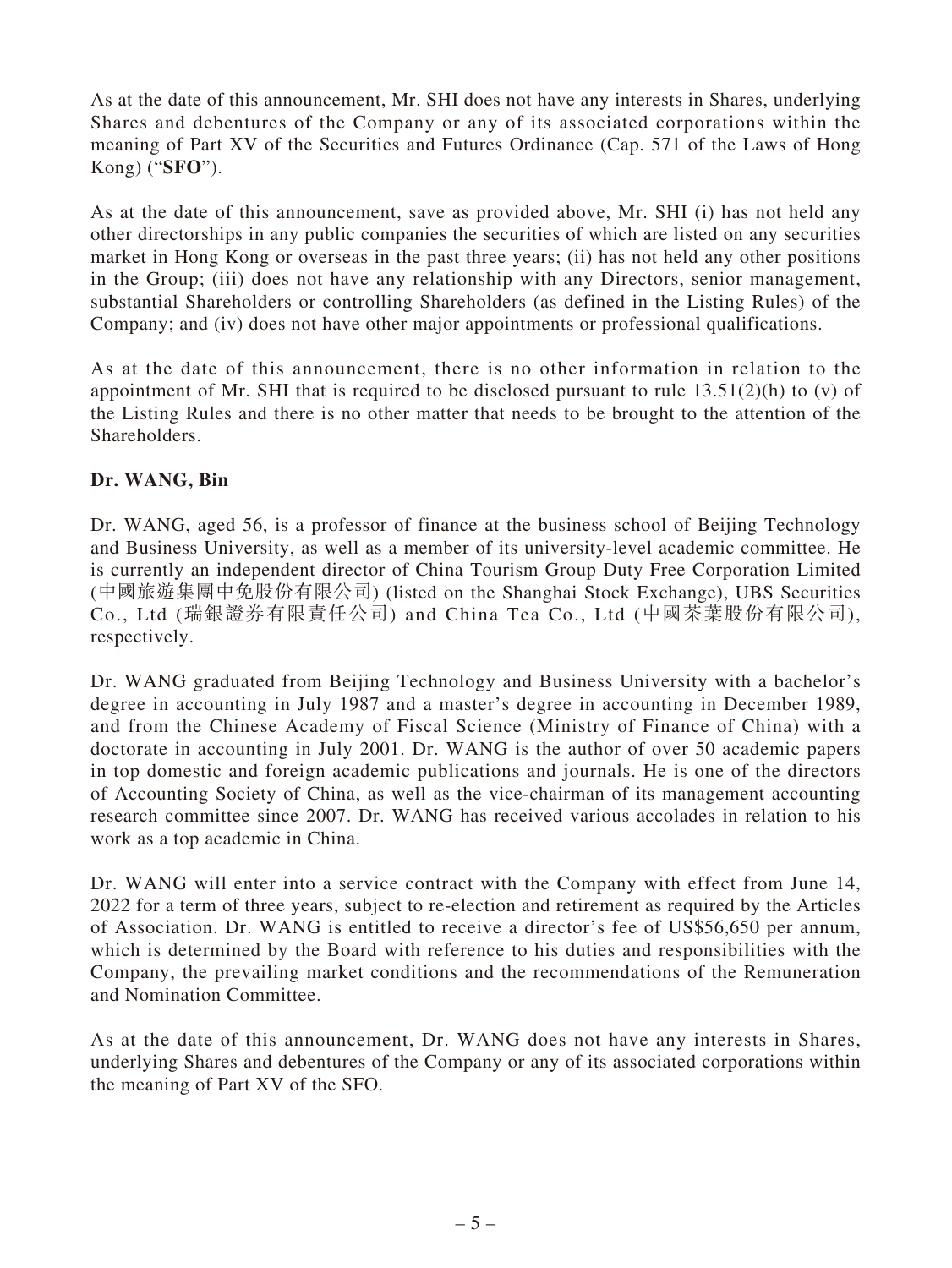As at the date of this announcement, Mr. SHI does not have any interests in Shares, underlying Shares and debentures of the Company or any of its associated corporations within the meaning of Part XV of the Securities and Futures Ordinance (Cap. 571 of the Laws of Hong Kong) ("**SFO**").

As at the date of this announcement, save as provided above, Mr. SHI (i) has not held any other directorships in any public companies the securities of which are listed on any securities market in Hong Kong or overseas in the past three years; (ii) has not held any other positions in the Group; (iii) does not have any relationship with any Directors, senior management, substantial Shareholders or controlling Shareholders (as defined in the Listing Rules) of the Company; and (iv) does not have other major appointments or professional qualifications.

As at the date of this announcement, there is no other information in relation to the appointment of Mr. SHI that is required to be disclosed pursuant to rule 13.51(2)(h) to (v) of the Listing Rules and there is no other matter that needs to be brought to the attention of the Shareholders.

**Dr. WANG, Bin**

Dr. WANG, aged 56, is a professor of finance at the business school of Beijing Technology and Business University, as well as a member of its university-level academic committee. He is currently an independent director of China Tourism Group Duty Free Corporation Limited (中國旅遊集團中免股份有限公司) (listed on the Shanghai Stock Exchange), UBS Securities Co., Ltd (瑞銀證券有限責任公司) and China Tea Co., Ltd (中國茶葉股份有限公司), respectively.

Dr. WANG graduated from Beijing Technology and Business University with a bachelor's degree in accounting in July 1987 and a master's degree in accounting in December 1989, and from the Chinese Academy of Fiscal Science (Ministry of Finance of China) with a doctorate in accounting in July 2001. Dr. WANG is the author of over 50 academic papers in top domestic and foreign academic publications and journals. He is one of the directors of Accounting Society of China, as well as the vice-chairman of its management accounting research committee since 2007. Dr. WANG has received various accolades in relation to his work as a top academic in China.

Dr. WANG will enter into a service contract with the Company with effect from June 14, 2022 for a term of three years, subject to re-election and retirement as required by the Articles of Association. Dr. WANG is entitled to receive a director's fee of US$56,650 per annum, which is determined by the Board with reference to his duties and responsibilities with the Company, the prevailing market conditions and the recommendations of the Remuneration and Nomination Committee.

As at the date of this announcement, Dr. WANG does not have any interests in Shares, underlying Shares and debentures of the Company or any of its associated corporations within the meaning of Part XV of the SFO.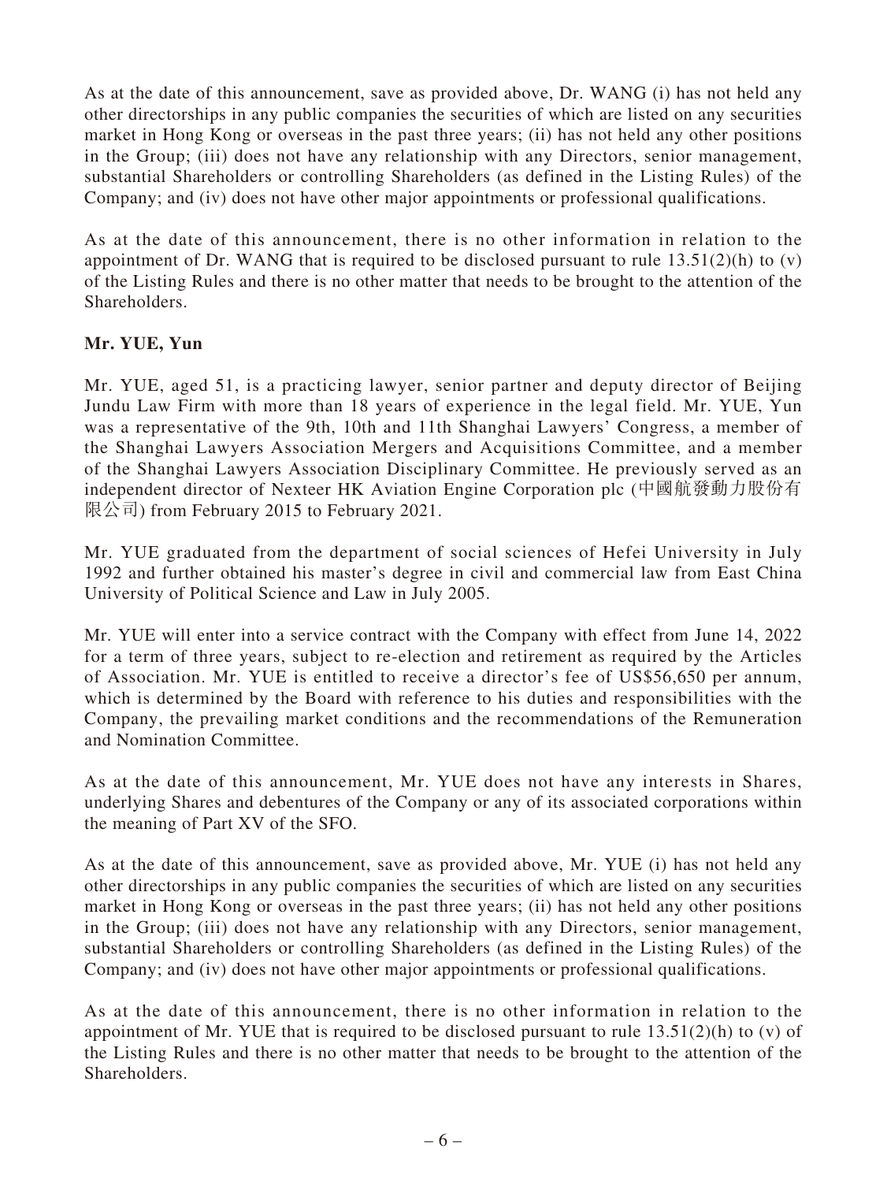As at the date of this announcement, save as provided above, Dr. WANG (i) has not held any other directorships in any public companies the securities of which are listed on any securities market in Hong Kong or overseas in the past three years; (ii) has not held any other positions in the Group; (iii) does not have any relationship with any Directors, senior management, substantial Shareholders or controlling Shareholders (as defined in the Listing Rules) of the Company; and (iv) does not have other major appointments or professional qualifications.

As at the date of this announcement, there is no other information in relation to the appointment of Dr. WANG that is required to be disclosed pursuant to rule 13.51(2)(h) to (v) of the Listing Rules and there is no other matter that needs to be brought to the attention of the Shareholders.

**Mr. YUE, Yun**

Mr. YUE, aged 51, is a practicing lawyer, senior partner and deputy director of Beijing Jundu Law Firm with more than 18 years of experience in the legal field. Mr. YUE, Yun was a representative of the 9th, 10th and 11th Shanghai Lawyers' Congress, a member of the Shanghai Lawyers Association Mergers and Acquisitions Committee, and a member of the Shanghai Lawyers Association Disciplinary Committee. He previously served as an independent director of Nexteer HK Aviation Engine Corporation plc (中國航發動力股份有限公司) from February 2015 to February 2021.

Mr. YUE graduated from the department of social sciences of Hefei University in July 1992 and further obtained his master's degree in civil and commercial law from East China University of Political Science and Law in July 2005.

Mr. YUE will enter into a service contract with the Company with effect from June 14, 2022 for a term of three years, subject to re-election and retirement as required by the Articles of Association. Mr. YUE is entitled to receive a director's fee of US$56,650 per annum, which is determined by the Board with reference to his duties and responsibilities with the Company, the prevailing market conditions and the recommendations of the Remuneration and Nomination Committee.

As at the date of this announcement, Mr. YUE does not have any interests in Shares, underlying Shares and debentures of the Company or any of its associated corporations within the meaning of Part XV of the SFO.

As at the date of this announcement, save as provided above, Mr. YUE (i) has not held any other directorships in any public companies the securities of which are listed on any securities market in Hong Kong or overseas in the past three years; (ii) has not held any other positions in the Group; (iii) does not have any relationship with any Directors, senior management, substantial Shareholders or controlling Shareholders (as defined in the Listing Rules) of the Company; and (iv) does not have other major appointments or professional qualifications.

As at the date of this announcement, there is no other information in relation to the appointment of Mr. YUE that is required to be disclosed pursuant to rule 13.51(2)(h) to (v) of the Listing Rules and there is no other matter that needs to be brought to the attention of the Shareholders.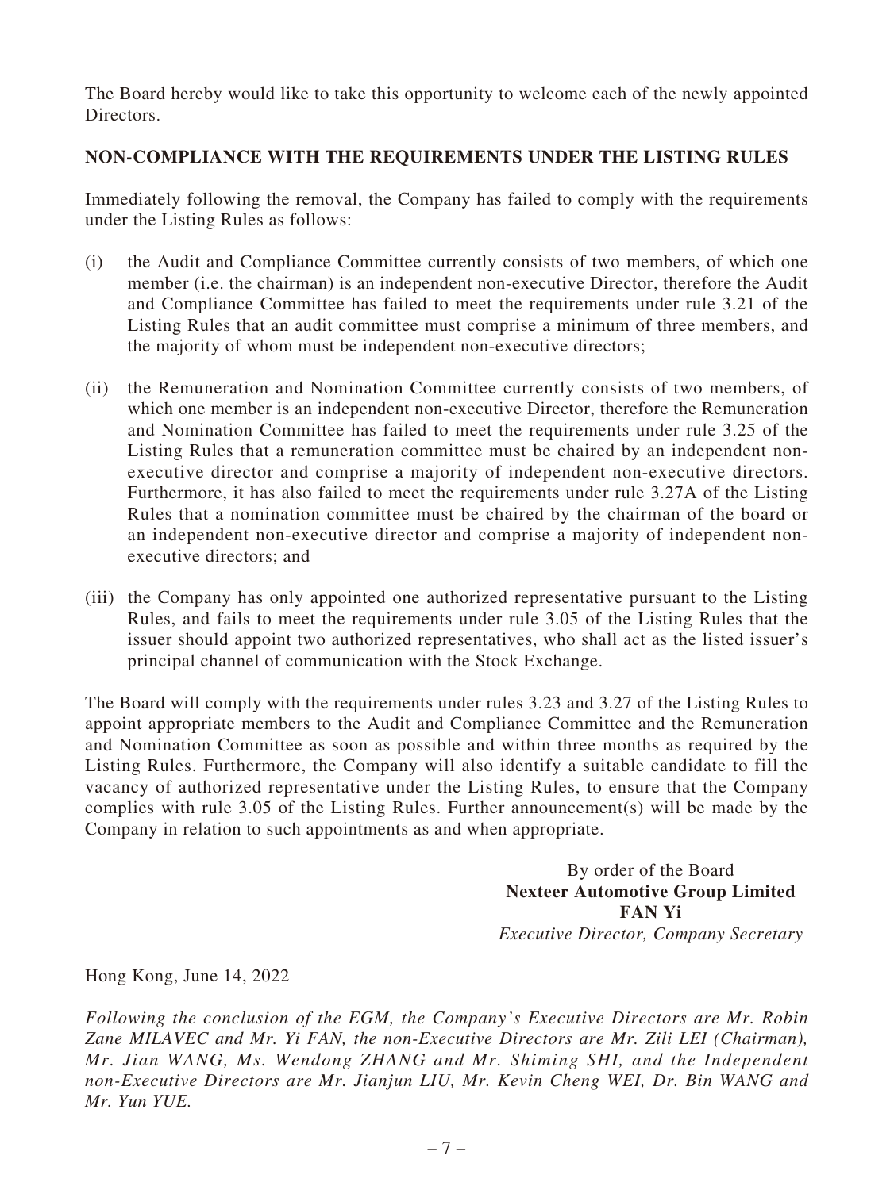The Board hereby would like to take this opportunity to welcome each of the newly appointed Directors.

## NON-COMPLIANCE WITH THE REQUIREMENTS UNDER THE LISTING RULES

Immediately following the removal, the Company has failed to comply with the requirements under the Listing Rules as follows:

(i) the Audit and Compliance Committee currently consists of two members, of which one member (i.e. the chairman) is an independent non-executive Director, therefore the Audit and Compliance Committee has failed to meet the requirements under rule 3.21 of the Listing Rules that an audit committee must comprise a minimum of three members, and the majority of whom must be independent non-executive directors;

(ii) the Remuneration and Nomination Committee currently consists of two members, of which one member is an independent non-executive Director, therefore the Remuneration and Nomination Committee has failed to meet the requirements under rule 3.25 of the Listing Rules that a remuneration committee must be chaired by an independent non-executive director and comprise a majority of independent non-executive directors. Furthermore, it has also failed to meet the requirements under rule 3.27A of the Listing Rules that a nomination committee must be chaired by the chairman of the board or an independent non-executive director and comprise a majority of independent non-executive directors; and

(iii) the Company has only appointed one authorized representative pursuant to the Listing Rules, and fails to meet the requirements under rule 3.05 of the Listing Rules that the issuer should appoint two authorized representatives, who shall act as the listed issuer's principal channel of communication with the Stock Exchange.

The Board will comply with the requirements under rules 3.23 and 3.27 of the Listing Rules to appoint appropriate members to the Audit and Compliance Committee and the Remuneration and Nomination Committee as soon as possible and within three months as required by the Listing Rules. Furthermore, the Company will also identify a suitable candidate to fill the vacancy of authorized representative under the Listing Rules, to ensure that the Company complies with rule 3.05 of the Listing Rules. Further announcement(s) will be made by the Company in relation to such appointments as and when appropriate.

By order of the Board
**Nexteer Automotive Group Limited**
**FAN Yi**
*Executive Director, Company Secretary*

Hong Kong, June 14, 2022

*Following the conclusion of the EGM, the Company's Executive Directors are Mr. Robin Zane MILAVEC and Mr. Yi FAN, the non-Executive Directors are Mr. Zili LEI (Chairman), Mr. Jian WANG, Ms. Wendong ZHANG and Mr. Shiming SHI, and the Independent non-Executive Directors are Mr. Jianjun LIU, Mr. Kevin Cheng WEI, Dr. Bin WANG and Mr. Yun YUE.*